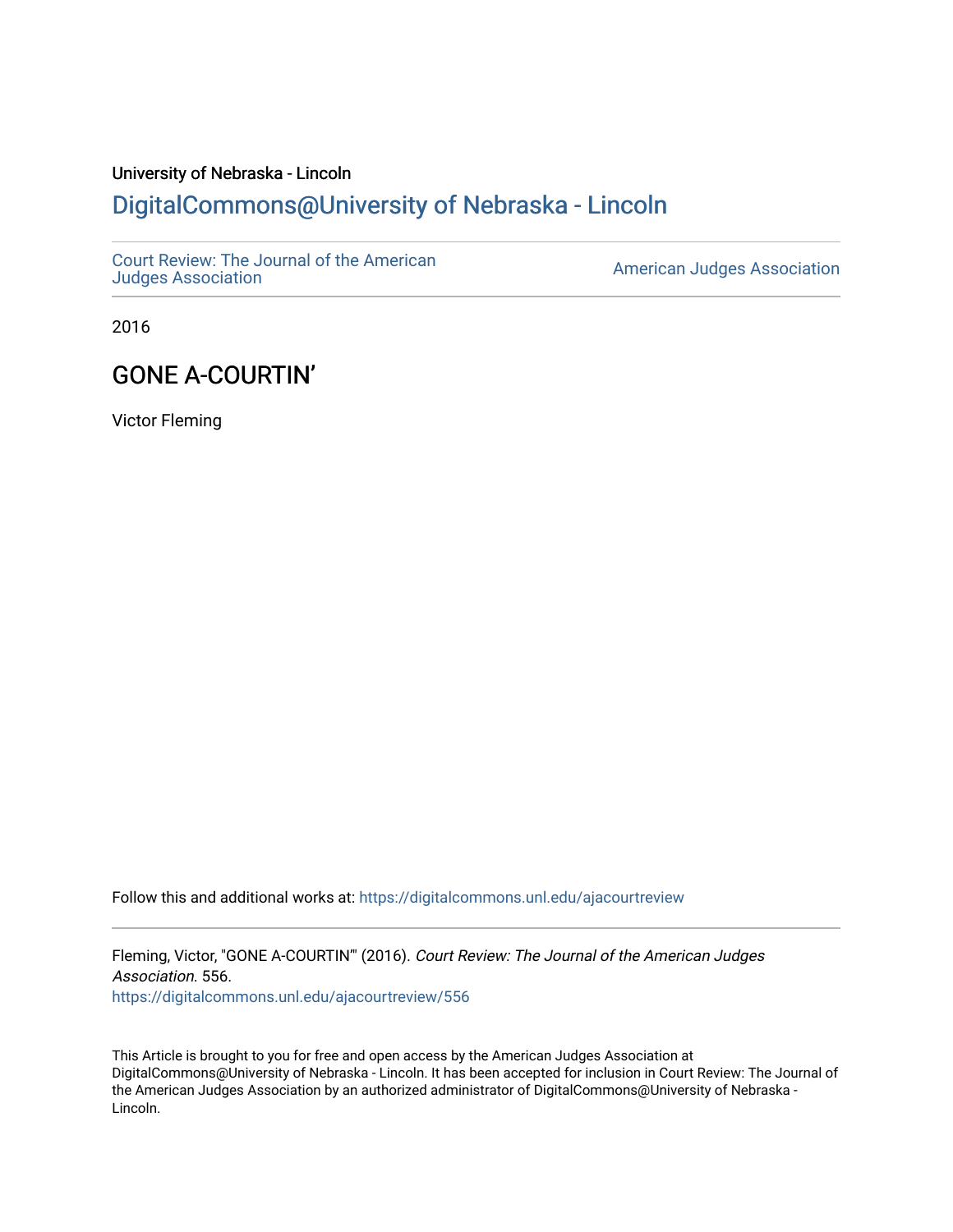University of Nebraska - Lincoln

## DigitalCommons@University of Nebraska - Lincoln

Court Review: The Journal of the American Judges Association

American Judges Association

2016

# GONE A-COURTIN’

Victor Fleming

Follow this and additional works at: https://digitalcommons.unl.edu/ajacourtreview

Fleming, Victor, "GONE A-COURTIN’" (2016). *Court Review: The Journal of the American Judges Association*. 556.
https://digitalcommons.unl.edu/ajacourtreview/556

This Article is brought to you for free and open access by the American Judges Association at DigitalCommons@University of Nebraska - Lincoln. It has been accepted for inclusion in Court Review: The Journal of the American Judges Association by an authorized administrator of DigitalCommons@University of Nebraska - Lincoln.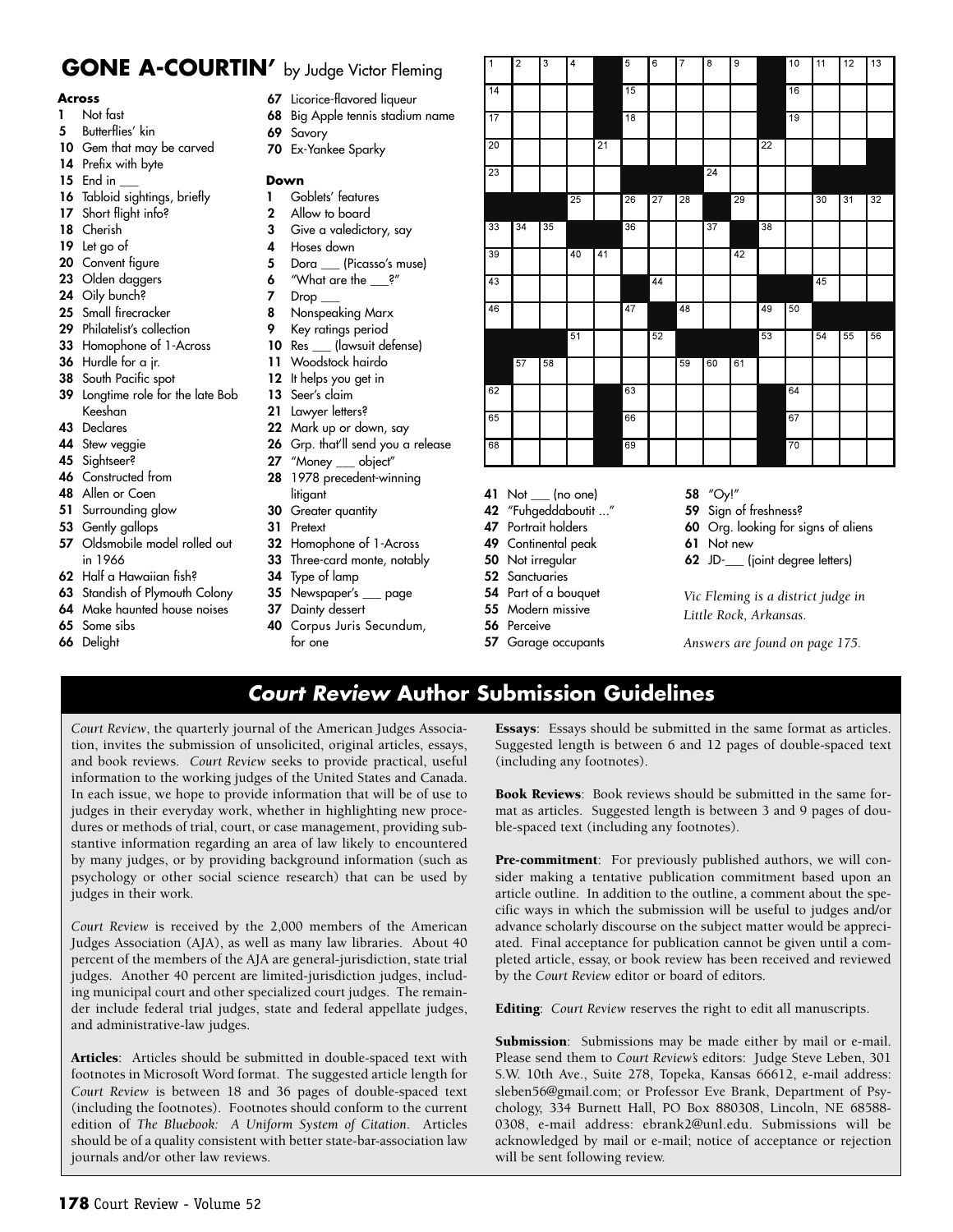## GONE A-COURTIN' by Judge Victor Fleming

**Across**

**1** Not fast
**5** Butterflies' kin
**10** Gem that may be carved
**14** Prefix with byte
**15** End in ___
**16** Tabloid sightings, briefly
**17** Short flight info?
**18** Cherish
**19** Let go of
**20** Convent figure
**23** Olden daggers
**24** Oily bunch?
**25** Small firecracker
**29** Philatelist's collection
**33** Homophone of 1-Across
**36** Hurdle for a jr.
**38** South Pacific spot
**39** Longtime role for the late Bob Keeshan
**43** Declares
**44** Stew veggie
**45** Sightseer?
**46** Constructed from
**48** Allen or Coen
**51** Surrounding glow
**53** Gently gallops
**57** Oldsmobile model rolled out in 1966
**62** Half a Hawaiian fish?
**63** Standish of Plymouth Colony
**64** Make haunted house noises
**65** Some sibs
**66** Delight
**67** Licorice-flavored liqueur
**68** Big Apple tennis stadium name
**69** Savory
**70** Ex-Yankee Sparky

**Down**

**1** Goblets' features
**2** Allow to board
**3** Give a valedictory, say
**4** Hoses down
**5** Dora ___ (Picasso's muse)
**6** "What are the ___?"
**7** Drop ___
**8** Nonspeaking Marx
**9** Key ratings period
**10** Res ___ (lawsuit defense)
**11** Woodstock hairdo
**12** It helps you get in
**13** Seer's claim
**21** Lawyer letters?
**22** Mark up or down, say
**26** Grp. that'll send you a release
**27** "Money ___ object"
**28** 1978 precedent-winning litigant
**30** Greater quantity
**31** Pretext
**32** Homophone of 1-Across
**33** Three-card monte, notably
**34** Type of lamp
**35** Newspaper's ___ page
**37** Dainty dessert
**40** Corpus Juris Secundum, for one
**41** Not ___ (no one)
**42** "Fuhgeddaboutit ..."
**47** Portrait holders
**49** Continental peak
**50** Not irregular
**52** Sanctuaries
**54** Part of a bouquet
**55** Modern missive
**56** Perceive
**57** Garage occupants
**58** "Oy!"
**59** Sign of freshness?
**60** Org. looking for signs of aliens
**61** Not new
**62** JD-___ (joint degree letters)

*Vic Fleming is a district judge in Little Rock, Arkansas.*

*Answers are found on page 175.*

## *Court Review* Author Submission Guidelines

*Court Review*, the quarterly journal of the American Judges Association, invites the submission of unsolicited, original articles, essays, and book reviews. *Court Review* seeks to provide practical, useful information to the working judges of the United States and Canada. In each issue, we hope to provide information that will be of use to judges in their everyday work, whether in highlighting new procedures or methods of trial, court, or case management, providing substantive information regarding an area of law likely to encountered by many judges, or by providing background information (such as psychology or other social science research) that can be used by judges in their work.

*Court Review* is received by the 2,000 members of the American Judges Association (AJA), as well as many law libraries. About 40 percent of the members of the AJA are general-jurisdiction, state trial judges. Another 40 percent are limited-jurisdiction judges, including municipal court and other specialized court judges. The remainder include federal trial judges, state and federal appellate judges, and administrative-law judges.

**Articles**: Articles should be submitted in double-spaced text with footnotes in Microsoft Word format. The suggested article length for *Court Review* is between 18 and 36 pages of double-spaced text (including the footnotes). Footnotes should conform to the current edition of *The Bluebook: A Uniform System of Citation*. Articles should be of a quality consistent with better state-bar-association law journals and/or other law reviews.

**Essays**: Essays should be submitted in the same format as articles. Suggested length is between 6 and 12 pages of double-spaced text (including any footnotes).

**Book Reviews**: Book reviews should be submitted in the same format as articles. Suggested length is between 3 and 9 pages of double-spaced text (including any footnotes).

**Pre-commitment**: For previously published authors, we will consider making a tentative publication commitment based upon an article outline. In addition to the outline, a comment about the specific ways in which the submission will be useful to judges and/or advance scholarly discourse on the subject matter would be appreciated. Final acceptance for publication cannot be given until a completed article, essay, or book review has been received and reviewed by the *Court Review* editor or board of editors.

**Editing**: *Court Review* reserves the right to edit all manuscripts.

**Submission**: Submissions may be made either by mail or e-mail. Please send them to *Court Review's* editors: Judge Steve Leben, 301 S.W. 10th Ave., Suite 278, Topeka, Kansas 66612, e-mail address: sleben56@gmail.com; or Professor Eve Brank, Department of Psychology, 334 Burnett Hall, PO Box 880308, Lincoln, NE 68588-0308, e-mail address: ebrank2@unl.edu. Submissions will be acknowledged by mail or e-mail; notice of acceptance or rejection will be sent following review.